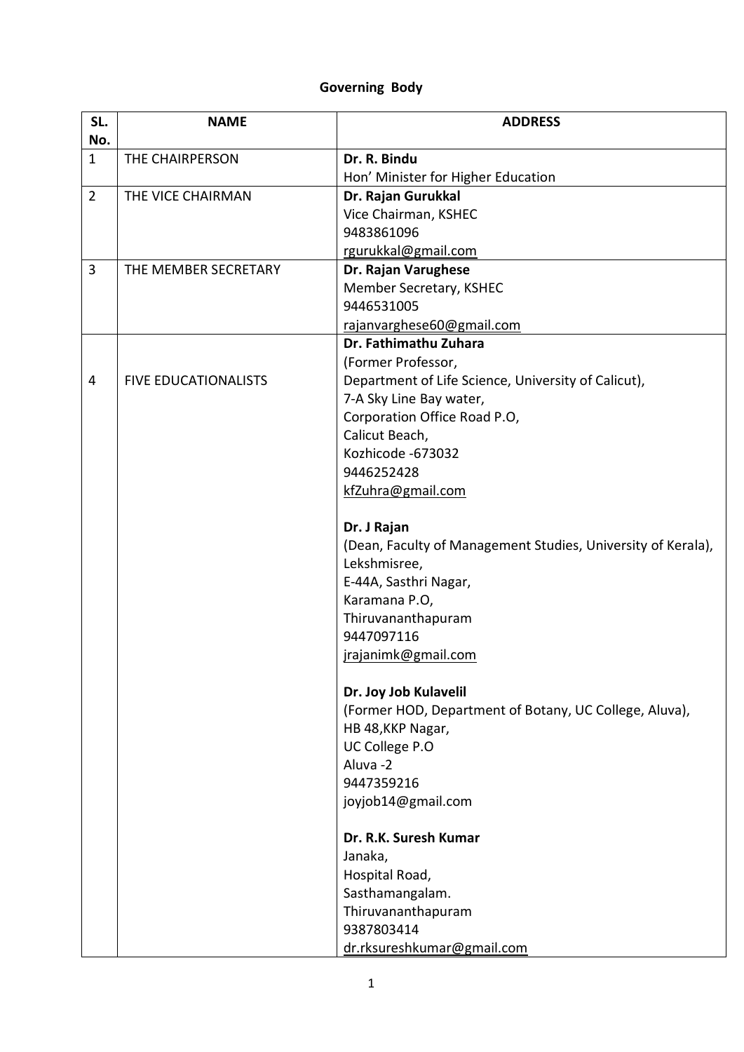**Governing Body**

| SL. No. | NAME | ADDRESS |
|---|---|---|
| 1 | THE CHAIRPERSON | **Dr. R. Bindu**<br>Hon' Minister for Higher Education |
| 2 | THE VICE CHAIRMAN | **Dr. Rajan Gurukkal**<br>Vice Chairman, KSHEC<br>9483861096<br>rgurukkal@gmail.com |
| 3 | THE MEMBER SECRETARY | **Dr. Rajan Varughese**<br>Member Secretary, KSHEC<br>9446531005<br>rajanvarghese60@gmail.com |
| 4 | FIVE EDUCATIONALISTS | **Dr. Fathimathu Zuhara**<br>(Former Professor,<br>Department of Life Science, University of Calicut),<br>7-A Sky Line Bay water,<br>Corporation Office Road P.O,<br>Calicut Beach,<br>Kozhicode -673032<br>9446252428<br>kfZuhra@gmail.com<br><br>**Dr. J Rajan**<br>(Dean, Faculty of Management Studies, University of Kerala),<br>Lekshmisree,<br>E-44A, Sasthri Nagar,<br>Karamana P.O,<br>Thiruvananthapuram<br>9447097116<br>jrajanimk@gmail.com<br><br>**Dr. Joy Job Kulavelil**<br>(Former HOD, Department of Botany, UC College, Aluva),<br>HB 48,KKP Nagar,<br>UC College P.O<br>Aluva -2<br>9447359216<br>joyjob14@gmail.com<br><br>**Dr. R.K. Suresh Kumar**<br>Janaka,<br>Hospital Road,<br>Sasthamangalam.<br>Thiruvananthapuram<br>9387803414<br>dr.rksureshkumar@gmail.com |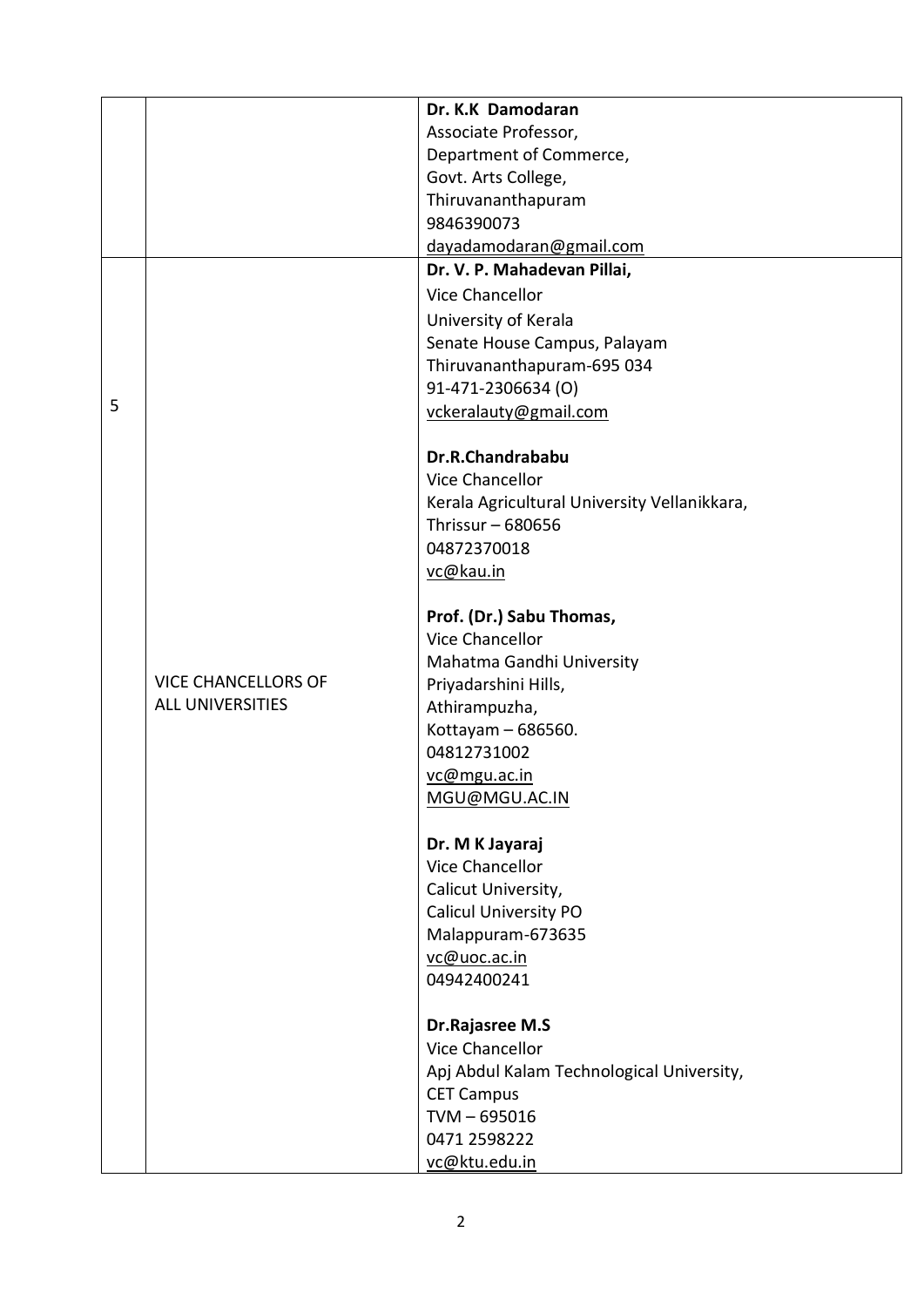| | | |
|---|---|---|
| | | **Dr. K.K Damodaran**<br>Associate Professor,<br>Department of Commerce,<br>Govt. Arts College,<br>Thiruvananthapuram<br>9846390073<br>dayadamodaran@gmail.com |
| 5 | VICE CHANCELLORS OF ALL UNIVERSITIES | **Dr. V. P. Mahadevan Pillai,**<br>Vice Chancellor<br>University of Kerala<br>Senate House Campus, Palayam<br>Thiruvananthapuram-695 034<br>91-471-2306634 (O)<br>vckeralauty@gmail.com<br><br>**Dr.R.Chandrababu**<br>Vice Chancellor<br>Kerala Agricultural University Vellanikkara,<br>Thrissur – 680656<br>04872370018<br>vc@kau.in<br><br>**Prof. (Dr.) Sabu Thomas,**<br>Vice Chancellor<br>Mahatma Gandhi University<br>Priyadarshini Hills,<br>Athirampuzha,<br>Kottayam – 686560.<br>04812731002<br>vc@mgu.ac.in<br>MGU@MGU.AC.IN<br><br>**Dr. M K Jayaraj**<br>Vice Chancellor<br>Calicut University,<br>Calicul University PO<br>Malappuram-673635<br>vc@uoc.ac.in<br>04942400241<br><br>**Dr.Rajasree M.S**<br>Vice Chancellor<br>Apj Abdul Kalam Technological University,<br>CET Campus<br>TVM – 695016<br>0471 2598222<br>vc@ktu.edu.in |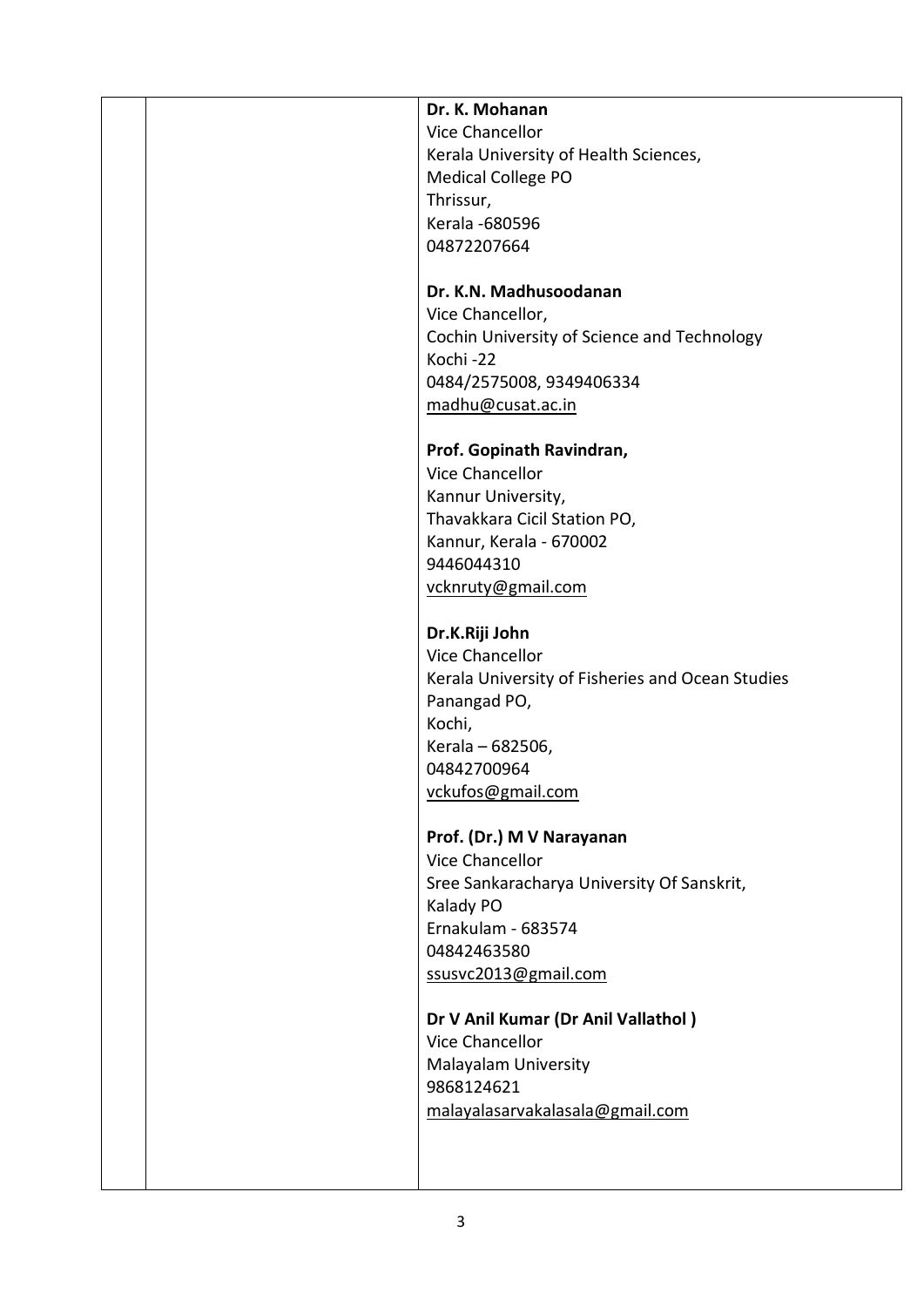| | | |
|---|---|---|
| | | **Dr. K. Mohanan**<br>Vice Chancellor<br>Kerala University of Health Sciences,<br>Medical College PO<br>Thrissur,<br>Kerala -680596<br>04872207664<br><br>**Dr. K.N. Madhusoodanan**<br>Vice Chancellor,<br>Cochin University of Science and Technology<br>Kochi -22<br>0484/2575008, 9349406334<br>madhu@cusat.ac.in<br><br>**Prof. Gopinath Ravindran,**<br>Vice Chancellor<br>Kannur University,<br>Thavakkara Cicil Station PO,<br>Kannur, Kerala - 670002<br>9446044310<br>vcknruty@gmail.com<br><br>**Dr.K.Riji John**<br>Vice Chancellor<br>Kerala University of Fisheries and Ocean Studies<br>Panangad PO,<br>Kochi,<br>Kerala – 682506,<br>04842700964<br>vckufos@gmail.com<br><br>**Prof. (Dr.) M V Narayanan**<br>Vice Chancellor<br>Sree Sankaracharya University Of Sanskrit,<br>Kalady PO<br>Ernakulam - 683574<br>04842463580<br>ssusvc2013@gmail.com<br><br>**Dr V Anil Kumar (Dr Anil Vallathol )**<br>Vice Chancellor<br>Malayalam University<br>9868124621<br>malayalasarvakalasala@gmail.com |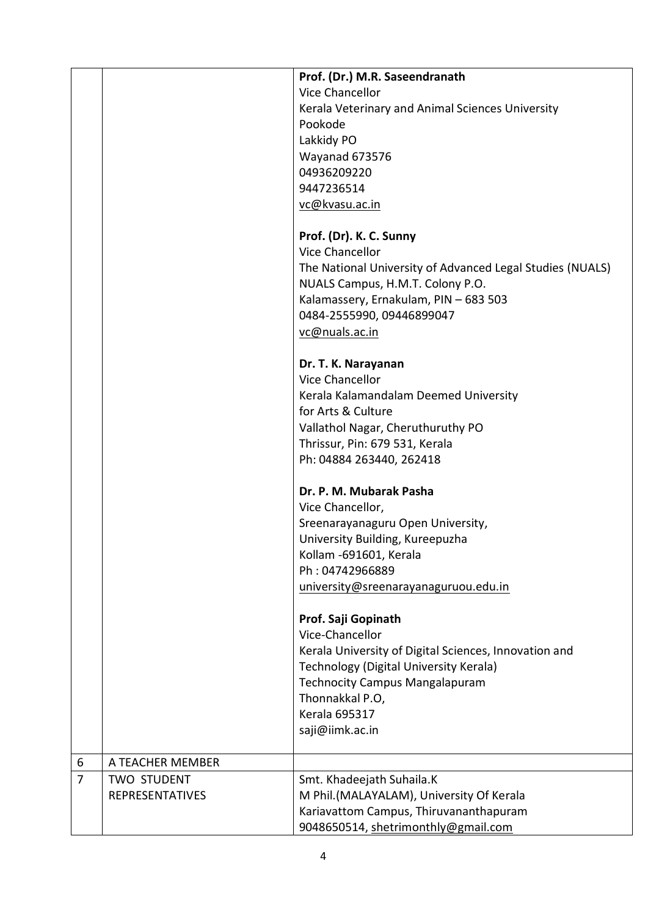| | | |
|---|---|---|
| | | **Prof. (Dr.) M.R. Saseendranath**<br>Vice Chancellor<br>Kerala Veterinary and Animal Sciences University<br>Pookode<br>Lakkidy PO<br>Wayanad 673576<br>04936209220<br>9447236514<br>vc@kvasu.ac.in<br><br>**Prof. (Dr). K. C. Sunny**<br>Vice Chancellor<br>The National University of Advanced Legal Studies (NUALS)<br>NUALS Campus, H.M.T. Colony P.O.<br>Kalamassery, Ernakulam, PIN – 683 503<br>0484-2555990, 09446899047<br>vc@nuals.ac.in<br><br>**Dr. T. K. Narayanan**<br>Vice Chancellor<br>Kerala Kalamandalam Deemed University<br>for Arts & Culture<br>Vallathol Nagar, Cheruthuruthy PO<br>Thrissur, Pin: 679 531, Kerala<br>Ph: 04884 263440, 262418<br><br>**Dr. P. M. Mubarak Pasha**<br>Vice Chancellor,<br>Sreenarayanaguru Open University,<br>University Building, Kureepuzha<br>Kollam -691601, Kerala<br>Ph : 04742966889<br>university@sreenarayanaguruou.edu.in<br><br>**Prof. Saji Gopinath**<br>Vice-Chancellor<br>Kerala University of Digital Sciences, Innovation and Technology (Digital University Kerala)<br>Technocity Campus Mangalapuram<br>Thonnakkal P.O,<br>Kerala 695317<br>saji@iimk.ac.in |
| 6 | A TEACHER MEMBER | |
| 7 | TWO STUDENT REPRESENTATIVES | Smt. Khadeejath Suhaila.K<br>M Phil.(MALAYALAM), University Of Kerala<br>Kariavattom Campus, Thiruvananthapuram<br>9048650514, shetrimonthly@gmail.com |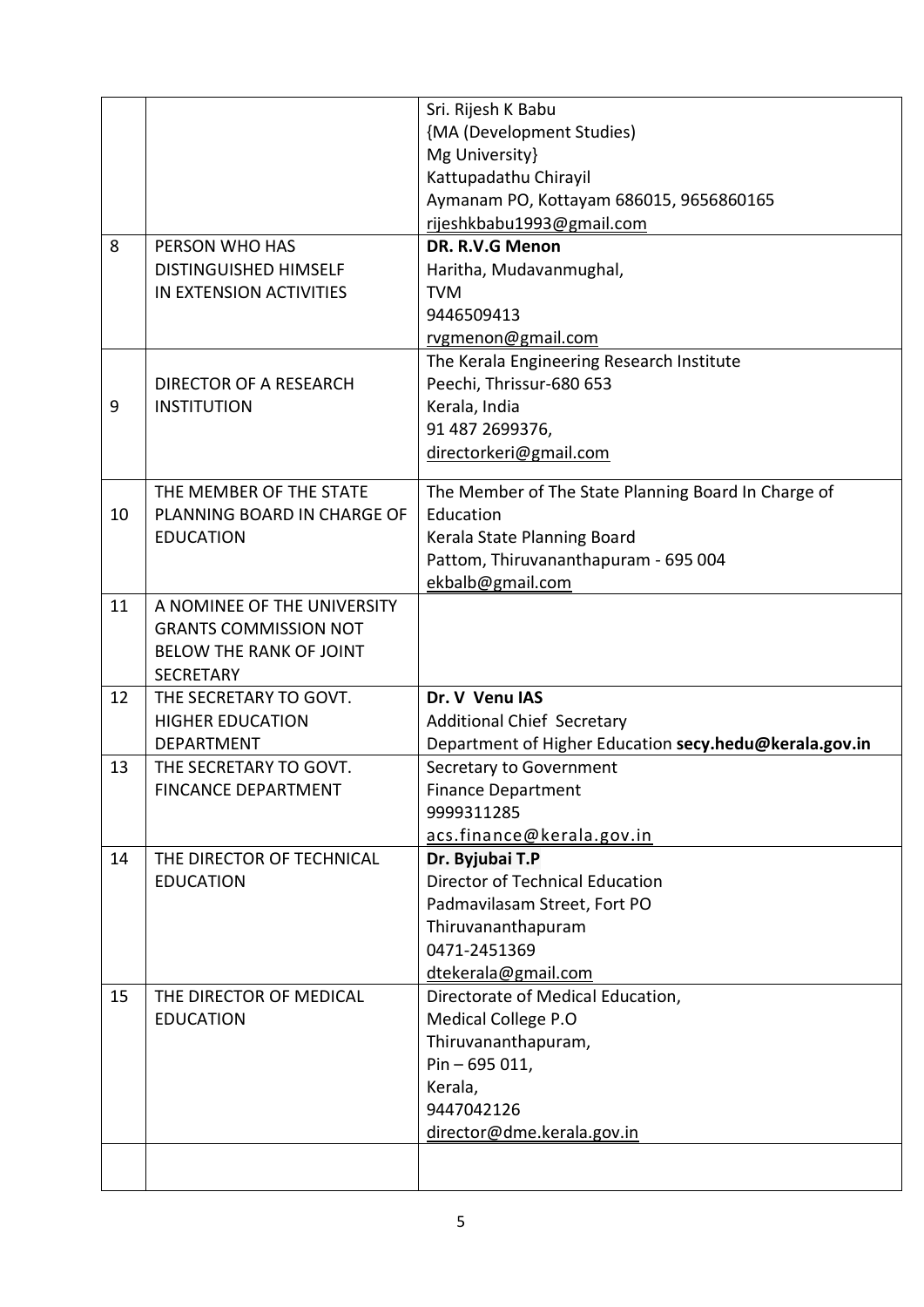| | | |
|---|---|---|
| | | Sri. Rijesh K Babu<br>{MA (Development Studies)<br>Mg University}<br>Kattupadathu Chirayil<br>Aymanam PO, Kottayam 686015, 9656860165<br>rijeshkbabu1993@gmail.com |
| 8 | PERSON WHO HAS DISTINGUISHED HIMSELF IN EXTENSION ACTIVITIES | **DR. R.V.G Menon**<br>Haritha, Mudavanmughal,<br>TVM<br>9446509413<br>rvgmenon@gmail.com |
| 9 | DIRECTOR OF A RESEARCH INSTITUTION | The Kerala Engineering Research Institute<br>Peechi, Thrissur-680 653<br>Kerala, India<br>91 487 2699376,<br>directorkeri@gmail.com |
| 10 | THE MEMBER OF THE STATE PLANNING BOARD IN CHARGE OF EDUCATION | The Member of The State Planning Board In Charge of Education<br>Kerala State Planning Board<br>Pattom, Thiruvananthapuram - 695 004<br>ekbalb@gmail.com |
| 11 | A NOMINEE OF THE UNIVERSITY GRANTS COMMISSION NOT BELOW THE RANK OF JOINT SECRETARY | |
| 12 | THE SECRETARY TO GOVT. HIGHER EDUCATION DEPARTMENT | **Dr. V Venu IAS**<br>Additional Chief Secretary<br>Department of Higher Education **secy.hedu@kerala.gov.in** |
| 13 | THE SECRETARY TO GOVT. FINCANCE DEPARTMENT | Secretary to Government<br>Finance Department<br>9999311285<br>acs.finance@kerala.gov.in |
| 14 | THE DIRECTOR OF TECHNICAL EDUCATION | **Dr. Byjubai T.P**<br>Director of Technical Education<br>Padmavilasam Street, Fort PO<br>Thiruvananthapuram<br>0471-2451369<br>dtekerala@gmail.com |
| 15 | THE DIRECTOR OF MEDICAL EDUCATION | Directorate of Medical Education,<br>Medical College P.O<br>Thiruvananthapuram,<br>Pin – 695 011,<br>Kerala,<br>9447042126<br>director@dme.kerala.gov.in |
| | | |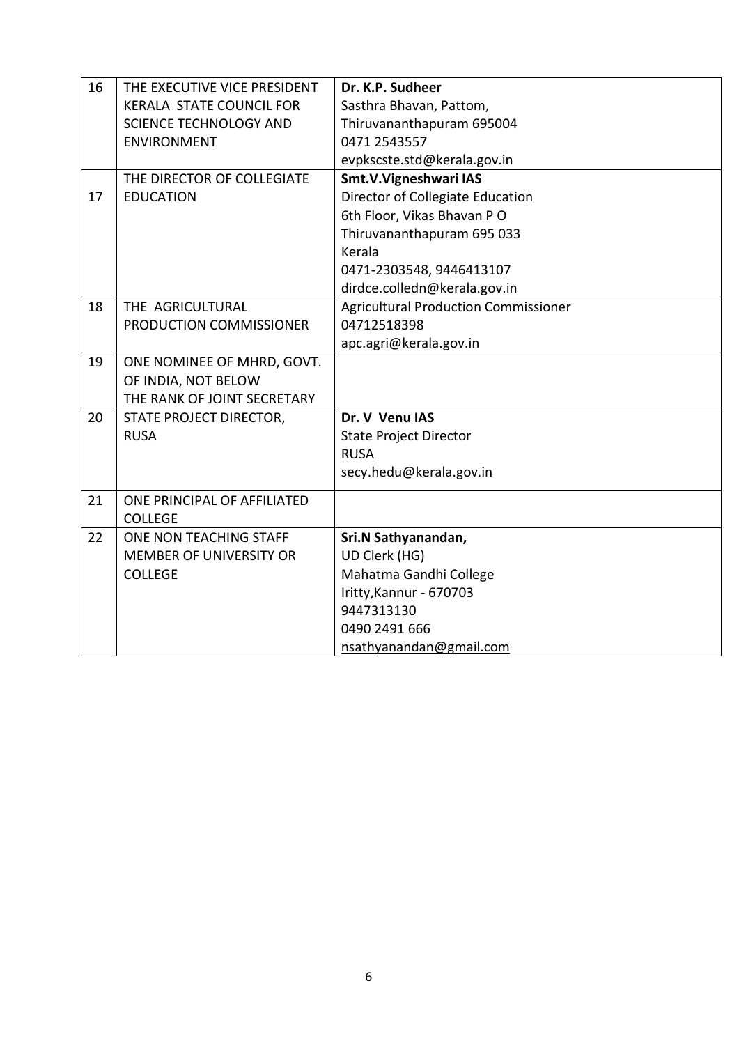| | | |
|---|---|---|
| 16 | THE EXECUTIVE VICE PRESIDENT KERALA STATE COUNCIL FOR SCIENCE TECHNOLOGY AND ENVIRONMENT | **Dr. K.P. Sudheer**<br>Sasthra Bhavan, Pattom,<br>Thiruvananthapuram 695004<br>0471 2543557<br>evpkscste.std@kerala.gov.in |
| 17 | THE DIRECTOR OF COLLEGIATE EDUCATION | **Smt.V.Vigneshwari IAS**<br>Director of Collegiate Education<br>6th Floor, Vikas Bhavan P O<br>Thiruvananthapuram 695 033<br>Kerala<br>0471-2303548, 9446413107<br>dirdce.colledn@kerala.gov.in |
| 18 | THE AGRICULTURAL PRODUCTION COMMISSIONER | Agricultural Production Commissioner<br>04712518398<br>apc.agri@kerala.gov.in |
| 19 | ONE NOMINEE OF MHRD, GOVT. OF INDIA, NOT BELOW THE RANK OF JOINT SECRETARY | |
| 20 | STATE PROJECT DIRECTOR, RUSA | **Dr. V Venu IAS**<br>State Project Director<br>RUSA<br>secy.hedu@kerala.gov.in |
| 21 | ONE PRINCIPAL OF AFFILIATED COLLEGE | |
| 22 | ONE NON TEACHING STAFF MEMBER OF UNIVERSITY OR COLLEGE | **Sri.N Sathyanandan,**<br>UD Clerk (HG)<br>Mahatma Gandhi College<br>Iritty,Kannur - 670703<br>9447313130<br>0490 2491 666<br>nsathyanandan@gmail.com |